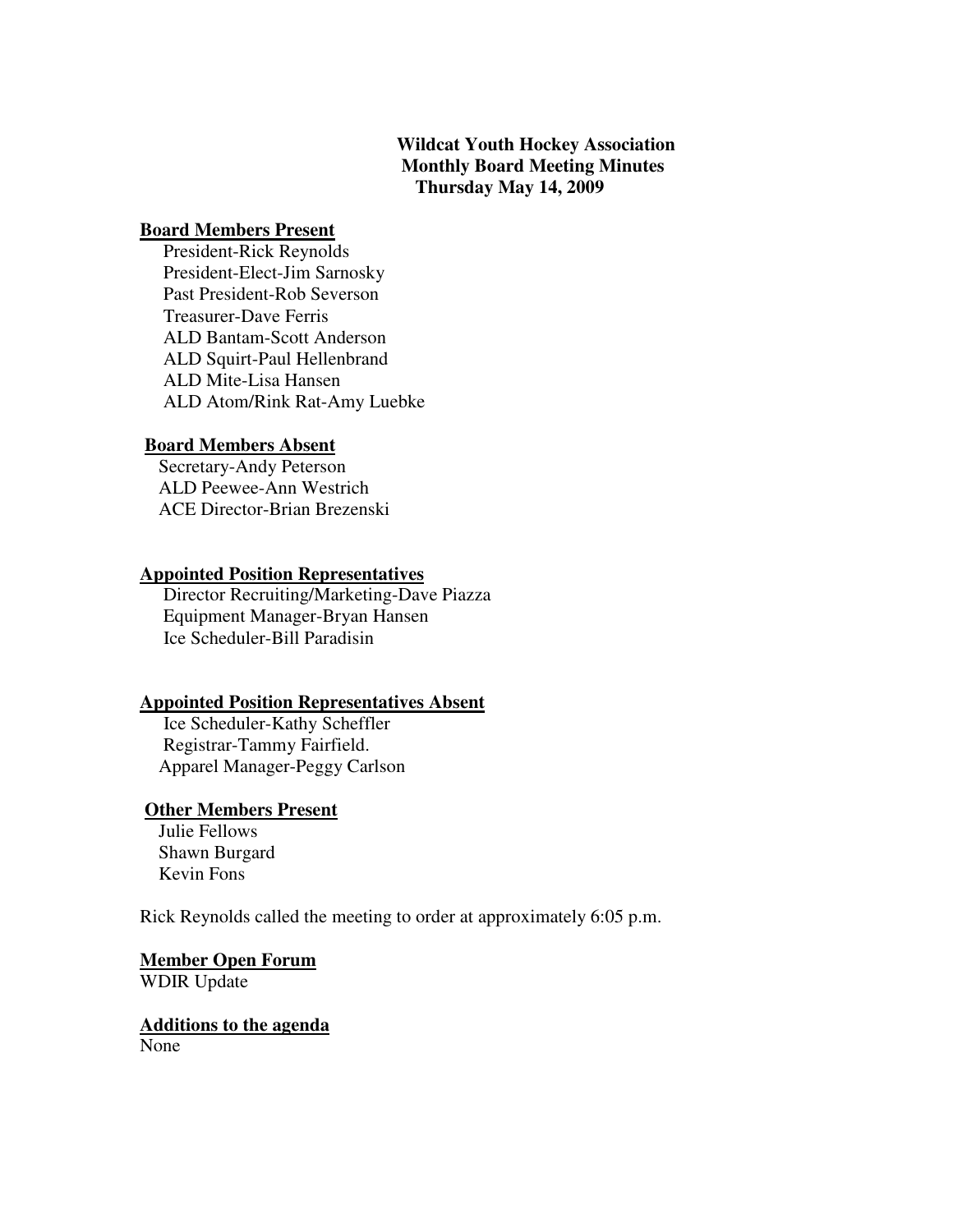**Wildcat Youth Hockey Association**
**Monthly Board Meeting Minutes**
**Thursday May 14, 2009**

**Board Members Present**

President-Rick Reynolds
President-Elect-Jim Sarnosky
Past President-Rob Severson
Treasurer-Dave Ferris
ALD Bantam-Scott Anderson
ALD Squirt-Paul Hellenbrand
ALD Mite-Lisa Hansen
ALD Atom/Rink Rat-Amy Luebke

**Board Members Absent**

Secretary-Andy Peterson
ALD Peewee-Ann Westrich
ACE Director-Brian Brezenski

**Appointed Position Representatives**

Director Recruiting/Marketing-Dave Piazza
Equipment Manager-Bryan Hansen
Ice Scheduler-Bill Paradisin

**Appointed Position Representatives Absent**

Ice Scheduler-Kathy Scheffler
Registrar-Tammy Fairfield.
Apparel Manager-Peggy Carlson

**Other Members Present**

Julie Fellows
Shawn Burgard
Kevin Fons

Rick Reynolds called the meeting to order at approximately 6:05 p.m.

**Member Open Forum**

WDIR Update

**Additions to the agenda**

None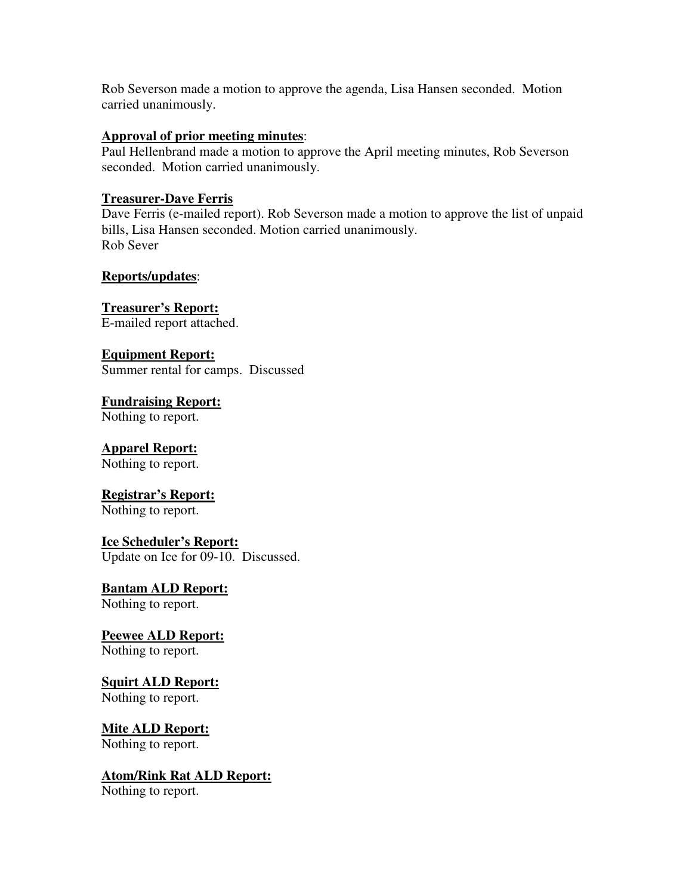Rob Severson made a motion to approve the agenda, Lisa Hansen seconded. Motion carried unanimously.

**Approval of prior meeting minutes**:
Paul Hellenbrand made a motion to approve the April meeting minutes, Rob Severson seconded. Motion carried unanimously.

**Treasurer-Dave Ferris**
Dave Ferris (e-mailed report). Rob Severson made a motion to approve the list of unpaid bills, Lisa Hansen seconded. Motion carried unanimously.
Rob Sever

**Reports/updates**:

**Treasurer's Report:**
E-mailed report attached.

**Equipment Report:**
Summer rental for camps. Discussed

**Fundraising Report:**
Nothing to report.

**Apparel Report:**
Nothing to report.

**Registrar's Report:**
Nothing to report.

**Ice Scheduler's Report:**
Update on Ice for 09-10. Discussed.

**Bantam ALD Report:**
Nothing to report.

**Peewee ALD Report:**
Nothing to report.

**Squirt ALD Report:**
Nothing to report.

**Mite ALD Report:**
Nothing to report.

**Atom/Rink Rat ALD Report:**
Nothing to report.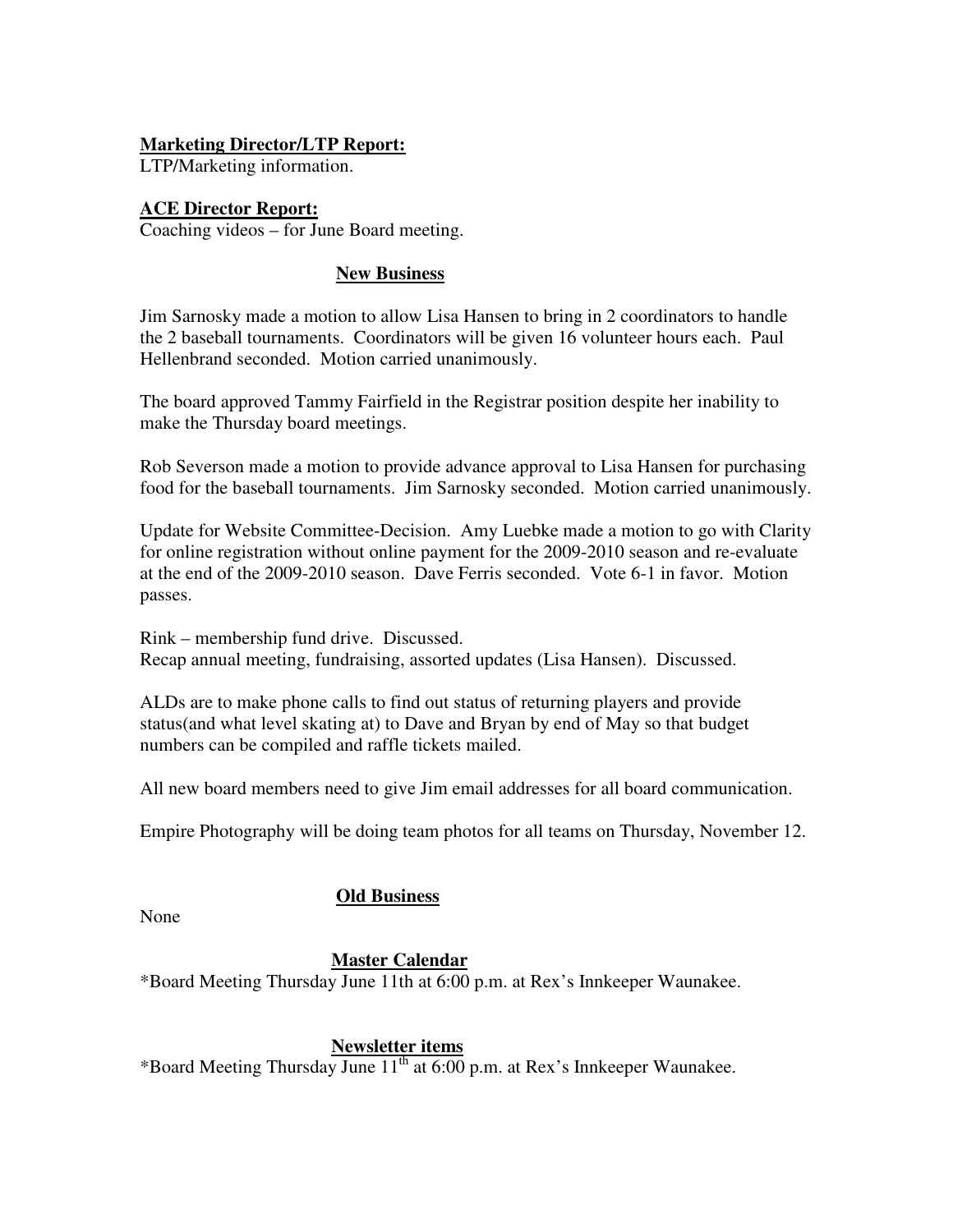**Marketing Director/LTP Report:**
LTP/Marketing information.

**ACE Director Report:**
Coaching videos – for June Board meeting.

## New Business

Jim Sarnosky made a motion to allow Lisa Hansen to bring in 2 coordinators to handle the 2 baseball tournaments. Coordinators will be given 16 volunteer hours each. Paul Hellenbrand seconded. Motion carried unanimously.

The board approved Tammy Fairfield in the Registrar position despite her inability to make the Thursday board meetings.

Rob Severson made a motion to provide advance approval to Lisa Hansen for purchasing food for the baseball tournaments. Jim Sarnosky seconded. Motion carried unanimously.

Update for Website Committee-Decision. Amy Luebke made a motion to go with Clarity for online registration without online payment for the 2009-2010 season and re-evaluate at the end of the 2009-2010 season. Dave Ferris seconded. Vote 6-1 in favor. Motion passes.

Rink – membership fund drive. Discussed.
Recap annual meeting, fundraising, assorted updates (Lisa Hansen). Discussed.

ALDs are to make phone calls to find out status of returning players and provide status(and what level skating at) to Dave and Bryan by end of May so that budget numbers can be compiled and raffle tickets mailed.

All new board members need to give Jim email addresses for all board communication.

Empire Photography will be doing team photos for all teams on Thursday, November 12.

## Old Business

None

## Master Calendar

*Board Meeting Thursday June 11th at 6:00 p.m. at Rex's Innkeeper Waunakee.

## Newsletter items

*Board Meeting Thursday June 11th at 6:00 p.m. at Rex's Innkeeper Waunakee.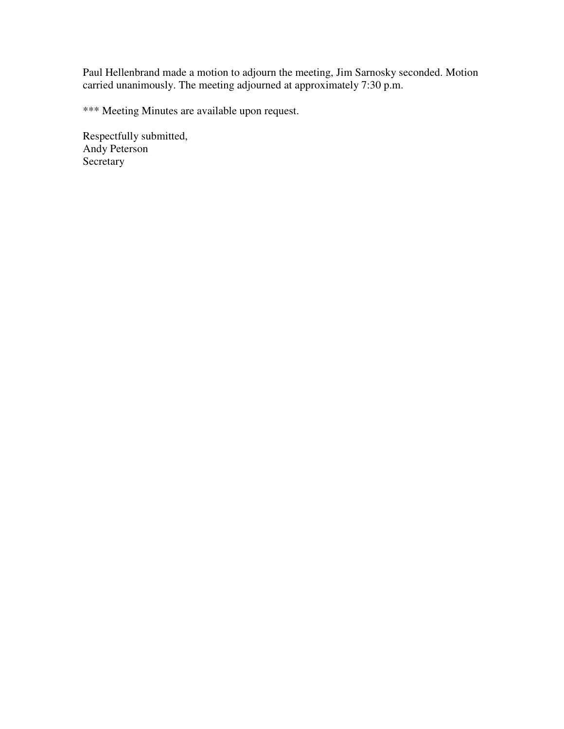Paul Hellenbrand made a motion to adjourn the meeting, Jim Sarnosky seconded. Motion carried unanimously. The meeting adjourned at approximately 7:30 p.m.

*** Meeting Minutes are available upon request.

Respectfully submitted,
Andy Peterson
Secretary